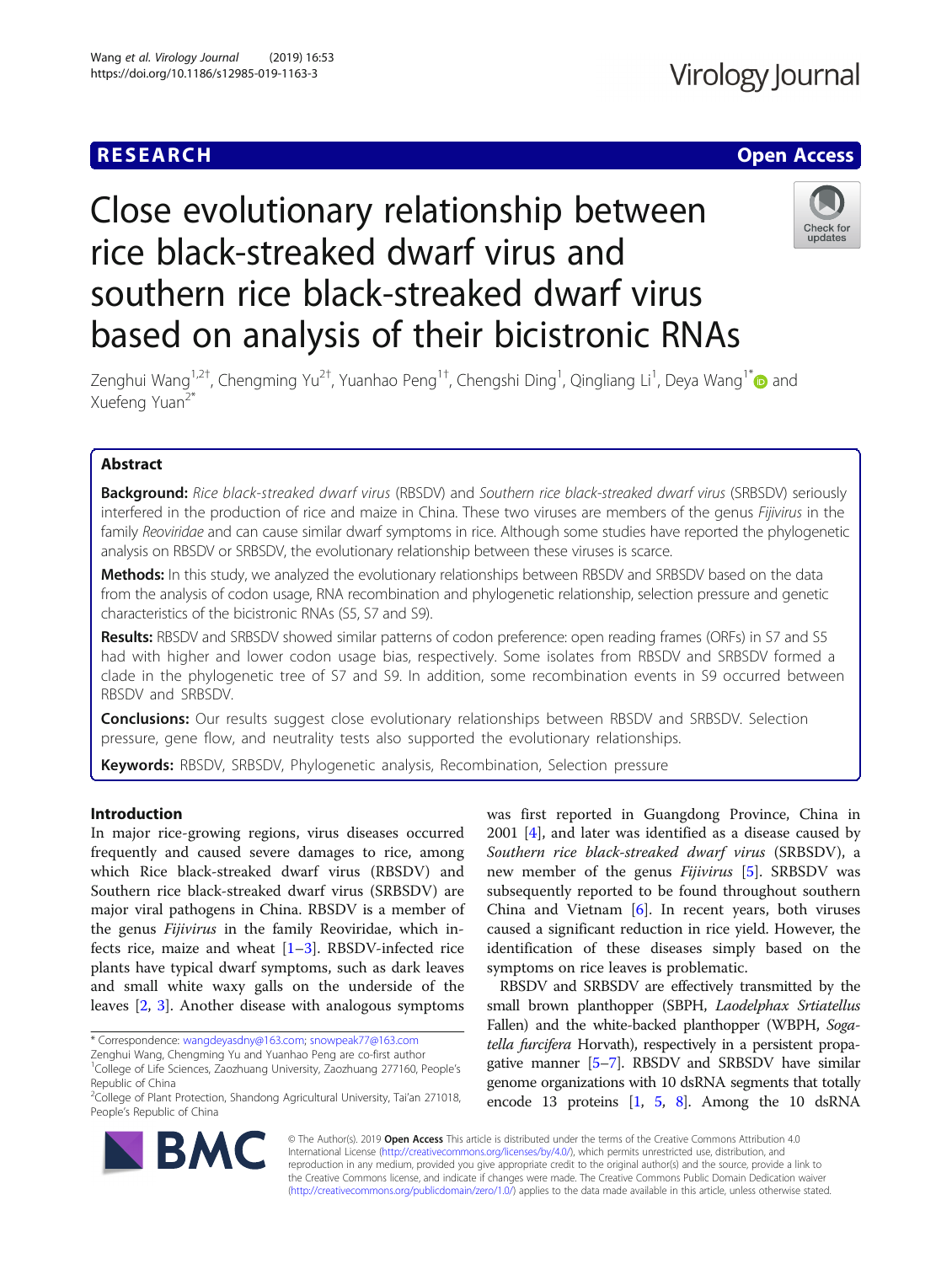RESEARCH Open Access

# Close evolutionary relationship between rice black-streaked dwarf virus and southern rice black-streaked dwarf virus based on analysis of their bicistronic RNAs

Zenghui Wang[1,2†], Chengming Yu[2†], Yuanhao Peng[1†], Chengshi Ding[1], Qingliang Li[1], Deya Wang[1*] and Xuefeng Yuan[2*]

## Abstract

**Background:** *Rice black-streaked dwarf virus* (RBSDV) and *Southern rice black-streaked dwarf virus* (SRBSDV) seriously interfered in the production of rice and maize in China. These two viruses are members of the genus *Fijivirus* in the family *Reoviridae* and can cause similar dwarf symptoms in rice. Although some studies have reported the phylogenetic analysis on RBSDV or SRBSDV, the evolutionary relationship between these viruses is scarce.

**Methods:** In this study, we analyzed the evolutionary relationships between RBSDV and SRBSDV based on the data from the analysis of codon usage, RNA recombination and phylogenetic relationship, selection pressure and genetic characteristics of the bicistronic RNAs (S5, S7 and S9).

**Results:** RBSDV and SRBSDV showed similar patterns of codon preference: open reading frames (ORFs) in S7 and S5 had with higher and lower codon usage bias, respectively. Some isolates from RBSDV and SRBSDV formed a clade in the phylogenetic tree of S7 and S9. In addition, some recombination events in S9 occurred between RBSDV and SRBSDV.

**Conclusions:** Our results suggest close evolutionary relationships between RBSDV and SRBSDV. Selection pressure, gene flow, and neutrality tests also supported the evolutionary relationships.

**Keywords:** RBSDV, SRBSDV, Phylogenetic analysis, Recombination, Selection pressure

## Introduction

In major rice-growing regions, virus diseases occurred frequently and caused severe damages to rice, among which Rice black-streaked dwarf virus (RBSDV) and Southern rice black-streaked dwarf virus (SRBSDV) are major viral pathogens in China. RBSDV is a member of the genus *Fijivirus* in the family Reoviridae, which infects rice, maize and wheat [1–3]. RBSDV-infected rice plants have typical dwarf symptoms, such as dark leaves and small white waxy galls on the underside of the leaves [2, 3]. Another disease with analogous symptoms was first reported in Guangdong Province, China in 2001 [4], and later was identified as a disease caused by *Southern rice black-streaked dwarf virus* (SRBSDV), a new member of the genus *Fijivirus* [5]. SRBSDV was subsequently reported to be found throughout southern China and Vietnam [6]. In recent years, both viruses caused a significant reduction in rice yield. However, the identification of these diseases simply based on the symptoms on rice leaves is problematic.

RBSDV and SRBSDV are effectively transmitted by the small brown planthopper (SBPH, *Laodelphax Srtiatellus* Fallen) and the white-backed planthopper (WBPH, *Sogatella furcifera* Horvath), respectively in a persistent propagative manner [5–7]. RBSDV and SRBSDV have similar genome organizations with 10 dsRNA segments that totally encode 13 proteins [1, 5, 8]. Among the 10 dsRNA

\* Correspondence: wangdeyasdny@163.com; snowpeak77@163.com
Zenghui Wang, Chengming Yu and Yuanhao Peng are co-first author
[1]College of Life Sciences, Zaozhuang University, Zaozhuang 277160, People's Republic of China
[2]College of Plant Protection, Shandong Agricultural University, Tai'an 271018, People's Republic of China

© The Author(s). 2019 **Open Access** This article is distributed under the terms of the Creative Commons Attribution 4.0 International License (http://creativecommons.org/licenses/by/4.0/), which permits unrestricted use, distribution, and reproduction in any medium, provided you give appropriate credit to the original author(s) and the source, provide a link to the Creative Commons license, and indicate if changes were made. The Creative Commons Public Domain Dedication waiver (http://creativecommons.org/publicdomain/zero/1.0/) applies to the data made available in this article, unless otherwise stated.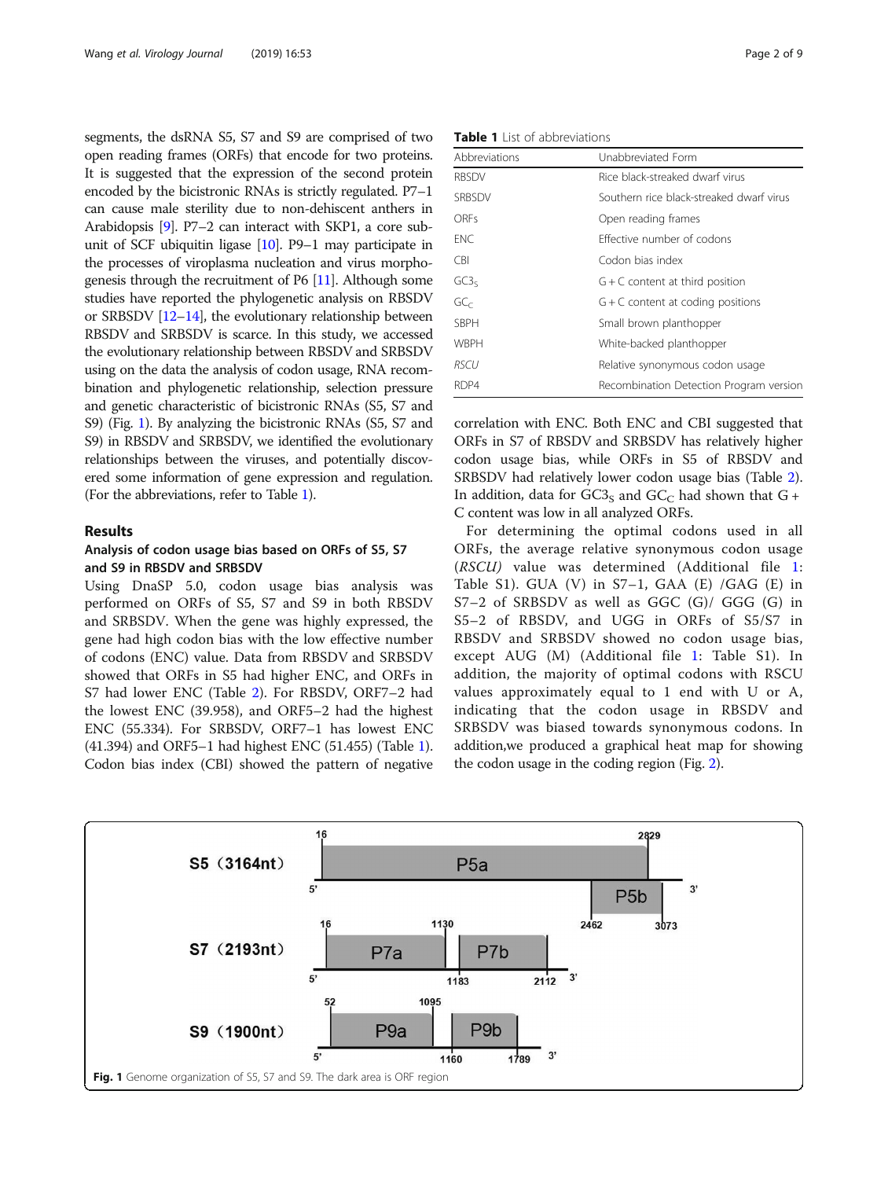segments, the dsRNA S5, S7 and S9 are comprised of two open reading frames (ORFs) that encode for two proteins. It is suggested that the expression of the second protein encoded by the bicistronic RNAs is strictly regulated. P7–1 can cause male sterility due to non-dehiscent anthers in Arabidopsis [9]. P7–2 can interact with SKP1, a core subunit of SCF ubiquitin ligase [10]. P9–1 may participate in the processes of viroplasma nucleation and virus morphogenesis through the recruitment of P6 [11]. Although some studies have reported the phylogenetic analysis on RBSDV or SRBSDV [12–14], the evolutionary relationship between RBSDV and SRBSDV is scarce. In this study, we accessed the evolutionary relationship between RBSDV and SRBSDV using on the data the analysis of codon usage, RNA recombination and phylogenetic relationship, selection pressure and genetic characteristic of bicistronic RNAs (S5, S7 and S9) (Fig. 1). By analyzing the bicistronic RNAs (S5, S7 and S9) in RBSDV and SRBSDV, we identified the evolutionary relationships between the viruses, and potentially discovered some information of gene expression and regulation. (For the abbreviations, refer to Table 1).

**Table 1** List of abbreviations

| Abbreviations | Unabbreviated Form |
| --- | --- |
| RBSDV | Rice black-streaked dwarf virus |
| SRBSDV | Southern rice black-streaked dwarf virus |
| ORFs | Open reading frames |
| ENC | Effective number of codons |
| CBI | Codon bias index |
| $GC3_S$ | G + C content at third position |
| $GC_C$ | G + C content at coding positions |
| SBPH | Small brown planthopper |
| WBPH | White-backed planthopper |
| *RSCU* | Relative synonymous codon usage |
| RDP4 | Recombination Detection Program version |

## Results

### Analysis of codon usage bias based on ORFs of S5, S7 and S9 in RBSDV and SRBSDV

Using DnaSP 5.0, codon usage bias analysis was performed on ORFs of S5, S7 and S9 in both RBSDV and SRBSDV. When the gene was highly expressed, the gene had high codon bias with the low effective number of codons (ENC) value. Data from RBSDV and SRBSDV showed that ORFs in S5 had higher ENC, and ORFs in S7 had lower ENC (Table 2). For RBSDV, ORF7–2 had the lowest ENC (39.958), and ORF5–2 had the highest ENC (55.334). For SRBSDV, ORF7–1 has lowest ENC (41.394) and ORF5–1 had highest ENC (51.455) (Table 1). Codon bias index (CBI) showed the pattern of negative correlation with ENC. Both ENC and CBI suggested that ORFs in S7 of RBSDV and SRBSDV has relatively higher codon usage bias, while ORFs in S5 of RBSDV and SRBSDV had relatively lower codon usage bias (Table 2). In addition, data for $GC3_S$ and $GC_C$ had shown that G + C content was low in all analyzed ORFs.

For determining the optimal codons used in all ORFs, the average relative synonymous codon usage (*RSCU)* value was determined (Additional file 1: Table S1). GUA (V) in S7–1, GAA (E) /GAG (E) in S7–2 of SRBSDV as well as GGC (G)/ GGG (G) in S5–2 of RBSDV, and UGG in ORFs of S5/S7 in RBSDV and SRBSDV showed no codon usage bias, except AUG (M) (Additional file 1: Table S1). In addition, the majority of optimal codons with RSCU values approximately equal to 1 end with U or A, indicating that the codon usage in RBSDV and SRBSDV was biased towards synonymous codons. In addition,we produced a graphical heat map for showing the codon usage in the coding region (Fig. 2).

S5（3164nt） 16 2829 P5a 5' 3' P5b 2462 3073

S7（2193nt） 16 1130 P7a P7b 5' 1183 2112 3'

S9（1900nt） 52 1095 P9a P9b 5' 1160 1789 3'

**Fig. 1** Genome organization of S5, S7 and S9. The dark area is ORF region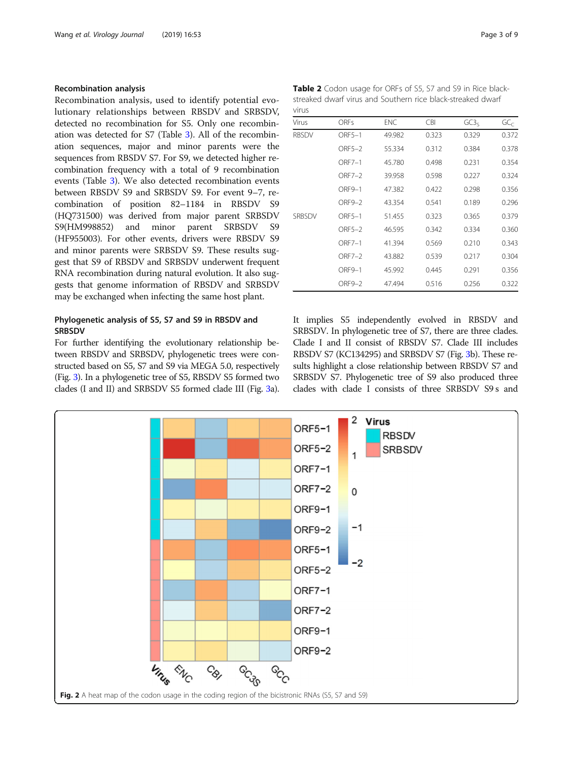### Recombination analysis

Recombination analysis, used to identify potential evolutionary relationships between RBSDV and SRBSDV, detected no recombination for S5. Only one recombination was detected for S7 (Table 3). All of the recombination sequences, major and minor parents were the sequences from RBSDV S7. For S9, we detected higher recombination frequency with a total of 9 recombination events (Table 3). We also detected recombination events between RBSDV S9 and SRBSDV S9. For event 9–7, recombination of position 82–1184 in RBSDV S9 (HQ731500) was derived from major parent SRBSDV S9(HM998852) and minor parent SRBSDV S9 (HF955003). For other events, drivers were RBSDV S9 and minor parents were SRBSDV S9. These results suggest that S9 of RBSDV and SRBSDV underwent frequent RNA recombination during natural evolution. It also suggests that genome information of RBSDV and SRBSDV may be exchanged when infecting the same host plant.

**Table 2** Codon usage for ORFs of S5, S7 and S9 in Rice black-streaked dwarf virus and Southern rice black-streaked dwarf virus

| Virus | ORFs | ENC | CBI | $GC3_S$ | $GC_C$ |
|---|---|---|---|---|---|
| RBSDV | ORF5–1 | 49.982 | 0.323 | 0.329 | 0.372 |
| | ORF5–2 | 55.334 | 0.312 | 0.384 | 0.378 |
| | ORF7–1 | 45.780 | 0.498 | 0.231 | 0.354 |
| | ORF7–2 | 39.958 | 0.598 | 0.227 | 0.324 |
| | ORF9–1 | 47.382 | 0.422 | 0.298 | 0.356 |
| | ORF9–2 | 43.354 | 0.541 | 0.189 | 0.296 |
| SRBSDV | ORF5–1 | 51.455 | 0.323 | 0.365 | 0.379 |
| | ORF5–2 | 46.595 | 0.342 | 0.334 | 0.360 |
| | ORF7–1 | 41.394 | 0.569 | 0.210 | 0.343 |
| | ORF7–2 | 43.882 | 0.539 | 0.217 | 0.304 |
| | ORF9–1 | 45.992 | 0.445 | 0.291 | 0.356 |
| | ORF9–2 | 47.494 | 0.516 | 0.256 | 0.322 |

### Phylogenetic analysis of S5, S7 and S9 in RBSDV and SRBSDV

For further identifying the evolutionary relationship between RBSDV and SRBSDV, phylogenetic trees were constructed based on S5, S7 and S9 via MEGA 5.0, respectively (Fig. 3). In a phylogenetic tree of S5, RBSDV S5 formed two clades (I and II) and SRBSDV S5 formed clade III (Fig. 3a). It implies S5 independently evolved in RBSDV and SRBSDV. In phylogenetic tree of S7, there are three clades. Clade I and II consist of RBSDV S7. Clade III includes RBSDV S7 (KC134295) and SRBSDV S7 (Fig. 3b). These results highlight a close relationship between RBSDV S7 and SRBSDV S7. Phylogenetic tree of S9 also produced three clades with clade I consists of three SRBSDV S9 s and

**Fig. 2** A heat map of the codon usage in the coding region of the bicistronic RNAs (S5, S7 and S9)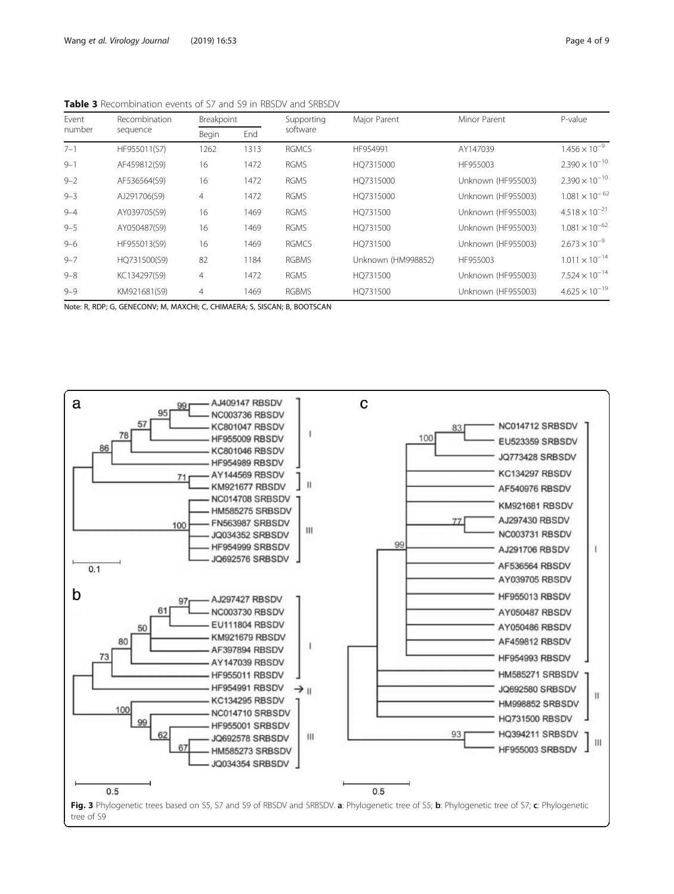**Table 3** Recombination events of S7 and S9 in RBSDV and SRBSDV

| Event number | Recombination sequence | Breakpoint | | Supporting software | Major Parent | Minor Parent | P-value |
|---|---|---|---|---|---|---|---|
| | | Begin | End | | | | |
| 7–1 | HF955011(S7) | 1262 | 1313 | RGMCS | HF954991 | AY147039 | $1.456 \times 10^{-9}$ |
| 9–1 | AF459812(S9) | 16 | 1472 | RGMS | HQ7315000 | HF955003 | $2.390 \times 10^{-10}$ |
| 9–2 | AF536564(S9) | 16 | 1472 | RGMS | HQ7315000 | Unknown (HF955003) | $2.390 \times 10^{-10}$ |
| 9–3 | AJ291706(S9) | 4 | 1472 | RGMS | HQ7315000 | Unknown (HF955003) | $1.081 \times 10^{-62}$ |
| 9–4 | AY039705(S9) | 16 | 1469 | RGMS | HQ731500 | Unknown (HF955003) | $4.518 \times 10^{-21}$ |
| 9–5 | AY050487(S9) | 16 | 1469 | RGMS | HQ731500 | Unknown (HF955003) | $1.081 \times 10^{-62}$ |
| 9–6 | HF955013(S9) | 16 | 1469 | RGMCS | HQ731500 | Unknown (HF955003) | $2.673 \times 10^{-9}$ |
| 9–7 | HQ731500(S9) | 82 | 1184 | RGBMS | Unknown (HM998852) | HF955003 | $1.011 \times 10^{-14}$ |
| 9–8 | KC134297(S9) | 4 | 1472 | RGMS | HQ731500 | Unknown (HF955003) | $7.524 \times 10^{-14}$ |
| 9–9 | KM921681(S9) | 4 | 1469 | RGBMS | HQ731500 | Unknown (HF955003) | $4.625 \times 10^{-19}$ |

Note: R, RDP; G, GENECONV; M, MAXCHI; C, CHIMAERA; S, SISCAN; B, BOOTSCAN

**Fig. 3** Phylogenetic trees based on S5, S7 and S9 of RBSDV and SRBSDV. **a**: Phylogenetic tree of S5; **b**: Phylogenetic tree of S7; **c**: Phylogenetic tree of S9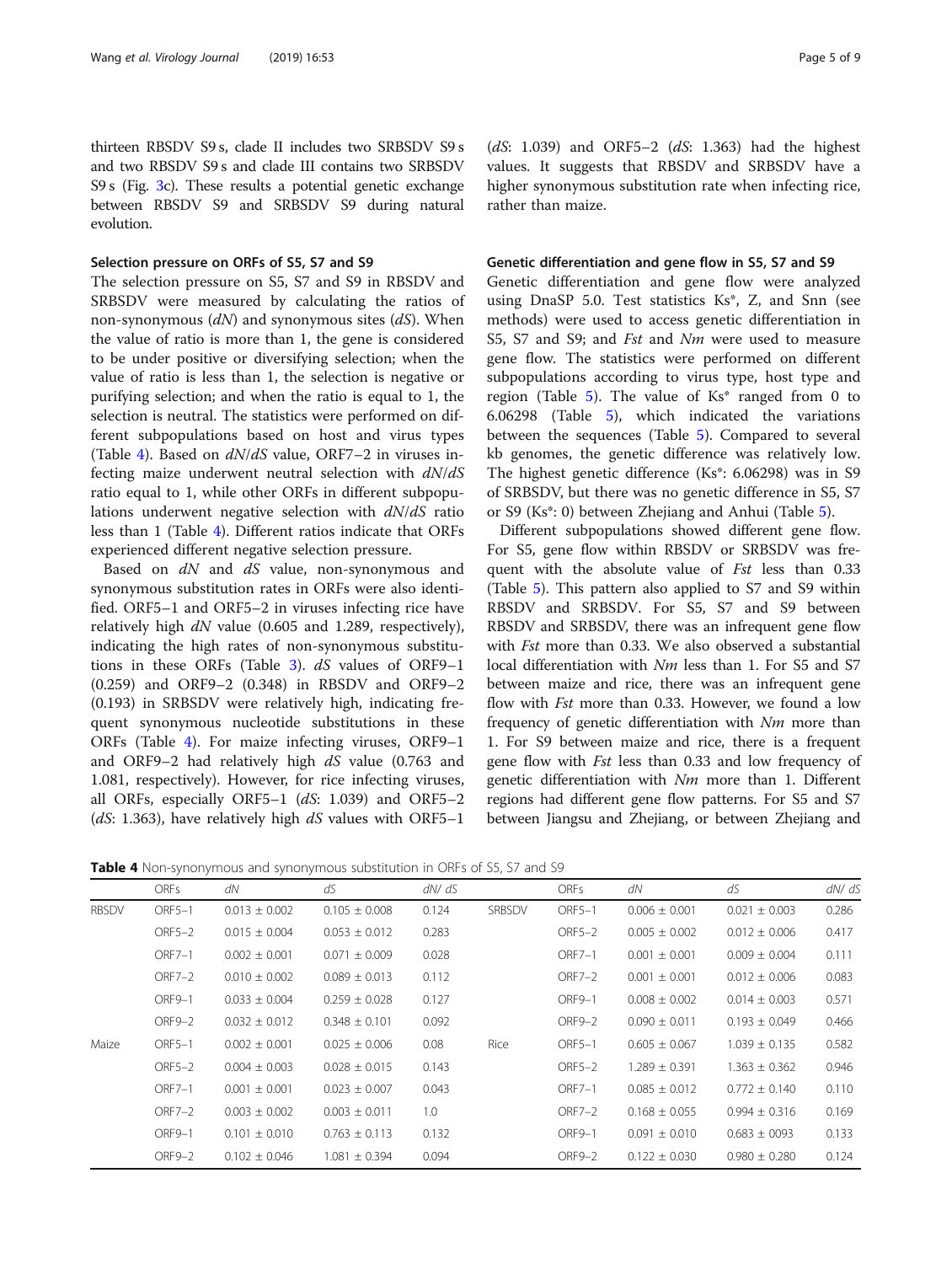thirteen RBSDV S9 s, clade II includes two SRBSDV S9 s and two RBSDV S9 s and clade III contains two SRBSDV S9 s (Fig. 3c). These results a potential genetic exchange between RBSDV S9 and SRBSDV S9 during natural evolution.

### Selection pressure on ORFs of S5, S7 and S9

The selection pressure on S5, S7 and S9 in RBSDV and SRBSDV were measured by calculating the ratios of non-synonymous (*dN*) and synonymous sites (*dS*). When the value of ratio is more than 1, the gene is considered to be under positive or diversifying selection; when the value of ratio is less than 1, the selection is negative or purifying selection; and when the ratio is equal to 1, the selection is neutral. The statistics were performed on different subpopulations based on host and virus types (Table 4). Based on *dN*/*dS* value, ORF7–2 in viruses infecting maize underwent neutral selection with *dN*/*dS* ratio equal to 1, while other ORFs in different subpopulations underwent negative selection with *dN*/*dS* ratio less than 1 (Table 4). Different ratios indicate that ORFs experienced different negative selection pressure.

Based on *dN* and *dS* value, non-synonymous and synonymous substitution rates in ORFs were also identified. ORF5–1 and ORF5–2 in viruses infecting rice have relatively high *dN* value (0.605 and 1.289, respectively), indicating the high rates of non-synonymous substitutions in these ORFs (Table 3). *dS* values of ORF9–1 (0.259) and ORF9–2 (0.348) in RBSDV and ORF9–2 (0.193) in SRBSDV were relatively high, indicating frequent synonymous nucleotide substitutions in these ORFs (Table 4). For maize infecting viruses, ORF9–1 and ORF9–2 had relatively high *dS* value (0.763 and 1.081, respectively). However, for rice infecting viruses, all ORFs, especially ORF5–1 (*dS*: 1.039) and ORF5–2 (*dS*: 1.363), have relatively high *dS* values with ORF5–1 (*dS*: 1.039) and ORF5–2 (*dS*: 1.363) had the highest values. It suggests that RBSDV and SRBSDV have a higher synonymous substitution rate when infecting rice, rather than maize.

### Genetic differentiation and gene flow in S5, S7 and S9

Genetic differentiation and gene flow were analyzed using DnaSP 5.0. Test statistics Ks*, Z, and Snn (see methods) were used to access genetic differentiation in S5, S7 and S9; and *Fst* and *Nm* were used to measure gene flow. The statistics were performed on different subpopulations according to virus type, host type and region (Table 5). The value of Ks* ranged from 0 to 6.06298 (Table 5), which indicated the variations between the sequences (Table 5). Compared to several kb genomes, the genetic difference was relatively low. The highest genetic difference (Ks*: 6.06298) was in S9 of SRBSDV, but there was no genetic difference in S5, S7 or S9 (Ks*: 0) between Zhejiang and Anhui (Table 5).

Different subpopulations showed different gene flow. For S5, gene flow within RBSDV or SRBSDV was frequent with the absolute value of *Fst* less than 0.33 (Table 5). This pattern also applied to S7 and S9 within RBSDV and SRBSDV. For S5, S7 and S9 between RBSDV and SRBSDV, there was an infrequent gene flow with *Fst* more than 0.33. We also observed a substantial local differentiation with *Nm* less than 1. For S5 and S7 between maize and rice, there was an infrequent gene flow with *Fst* more than 0.33. However, we found a low frequency of genetic differentiation with *Nm* more than 1. For S9 between maize and rice, there is a frequent gene flow with *Fst* less than 0.33 and low frequency of genetic differentiation with *Nm* more than 1. Different regions had different gene flow patterns. For S5 and S7 between Jiangsu and Zhejiang, or between Zhejiang and

**Table 4** Non-synonymous and synonymous substitution in ORFs of S5, S7 and S9

| | ORFs | *dN* | *dS* | *dN*/ *dS* | | ORFs | *dN* | *dS* | *dN*/ *dS* |
|---|---|---|---|---|---|---|---|---|---|
| RBSDV | ORF5–1 | 0.013 ± 0.002 | 0.105 ± 0.008 | 0.124 | SRBSDV | ORF5–1 | 0.006 ± 0.001 | 0.021 ± 0.003 | 0.286 |
| | ORF5–2 | 0.015 ± 0.004 | 0.053 ± 0.012 | 0.283 | | ORF5–2 | 0.005 ± 0.002 | 0.012 ± 0.006 | 0.417 |
| | ORF7–1 | 0.002 ± 0.001 | 0.071 ± 0.009 | 0.028 | | ORF7–1 | 0.001 ± 0.001 | 0.009 ± 0.004 | 0.111 |
| | ORF7–2 | 0.010 ± 0.002 | 0.089 ± 0.013 | 0.112 | | ORF7–2 | 0.001 ± 0.001 | 0.012 ± 0.006 | 0.083 |
| | ORF9–1 | 0.033 ± 0.004 | 0.259 ± 0.028 | 0.127 | | ORF9–1 | 0.008 ± 0.002 | 0.014 ± 0.003 | 0.571 |
| | ORF9–2 | 0.032 ± 0.012 | 0.348 ± 0.101 | 0.092 | | ORF9–2 | 0.090 ± 0.011 | 0.193 ± 0.049 | 0.466 |
| Maize | ORF5–1 | 0.002 ± 0.001 | 0.025 ± 0.006 | 0.08 | Rice | ORF5–1 | 0.605 ± 0.067 | 1.039 ± 0.135 | 0.582 |
| | ORF5–2 | 0.004 ± 0.003 | 0.028 ± 0.015 | 0.143 | | ORF5–2 | 1.289 ± 0.391 | 1.363 ± 0.362 | 0.946 |
| | ORF7–1 | 0.001 ± 0.001 | 0.023 ± 0.007 | 0.043 | | ORF7–1 | 0.085 ± 0.012 | 0.772 ± 0.140 | 0.110 |
| | ORF7–2 | 0.003 ± 0.002 | 0.003 ± 0.011 | 1.0 | | ORF7–2 | 0.168 ± 0.055 | 0.994 ± 0.316 | 0.169 |
| | ORF9–1 | 0.101 ± 0.010 | 0.763 ± 0.113 | 0.132 | | ORF9–1 | 0.091 ± 0.010 | 0.683 ± 0093 | 0.133 |
| | ORF9–2 | 0.102 ± 0.046 | 1.081 ± 0.394 | 0.094 | | ORF9–2 | 0.122 ± 0.030 | 0.980 ± 0.280 | 0.124 |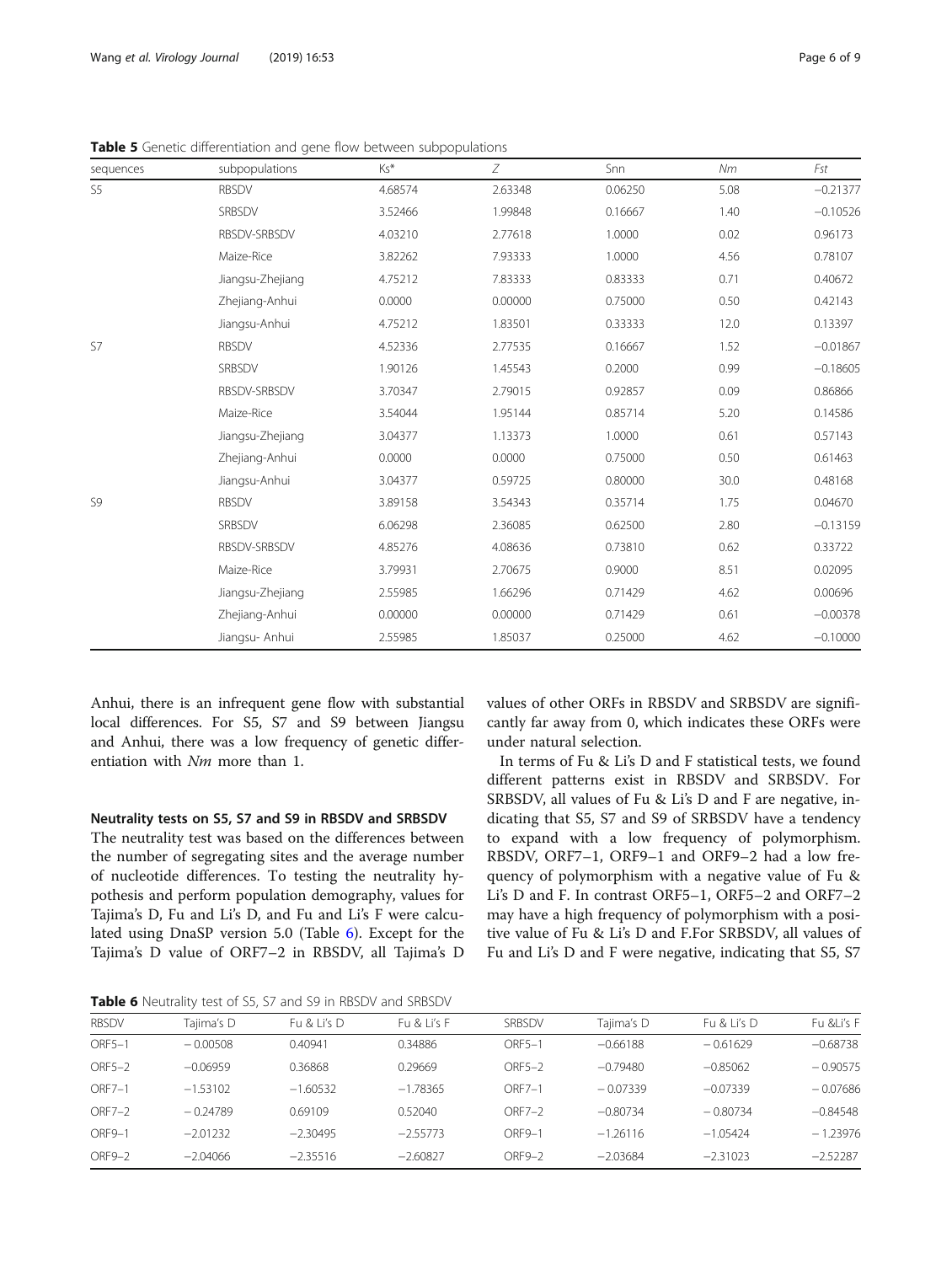**Table 5** Genetic differentiation and gene flow between subpopulations

| sequences | subpopulations | Ks* | Z | Snn | *Nm* | *Fst* |
|---|---|---|---|---|---|---|
| S5 | RBSDV | 4.68574 | 2.63348 | 0.06250 | 5.08 | −0.21377 |
| | SRBSDV | 3.52466 | 1.99848 | 0.16667 | 1.40 | −0.10526 |
| | RBSDV-SRBSDV | 4.03210 | 2.77618 | 1.0000 | 0.02 | 0.96173 |
| | Maize-Rice | 3.82262 | 7.93333 | 1.0000 | 4.56 | 0.78107 |
| | Jiangsu-Zhejiang | 4.75212 | 7.83333 | 0.83333 | 0.71 | 0.40672 |
| | Zhejiang-Anhui | 0.0000 | 0.00000 | 0.75000 | 0.50 | 0.42143 |
| | Jiangsu-Anhui | 4.75212 | 1.83501 | 0.33333 | 12.0 | 0.13397 |
| S7 | RBSDV | 4.52336 | 2.77535 | 0.16667 | 1.52 | −0.01867 |
| | SRBSDV | 1.90126 | 1.45543 | 0.2000 | 0.99 | −0.18605 |
| | RBSDV-SRBSDV | 3.70347 | 2.79015 | 0.92857 | 0.09 | 0.86866 |
| | Maize-Rice | 3.54044 | 1.95144 | 0.85714 | 5.20 | 0.14586 |
| | Jiangsu-Zhejiang | 3.04377 | 1.13373 | 1.0000 | 0.61 | 0.57143 |
| | Zhejiang-Anhui | 0.0000 | 0.0000 | 0.75000 | 0.50 | 0.61463 |
| | Jiangsu-Anhui | 3.04377 | 0.59725 | 0.80000 | 30.0 | 0.48168 |
| S9 | RBSDV | 3.89158 | 3.54343 | 0.35714 | 1.75 | 0.04670 |
| | SRBSDV | 6.06298 | 2.36085 | 0.62500 | 2.80 | −0.13159 |
| | RBSDV-SRBSDV | 4.85276 | 4.08636 | 0.73810 | 0.62 | 0.33722 |
| | Maize-Rice | 3.79931 | 2.70675 | 0.9000 | 8.51 | 0.02095 |
| | Jiangsu-Zhejiang | 2.55985 | 1.66296 | 0.71429 | 4.62 | 0.00696 |
| | Zhejiang-Anhui | 0.00000 | 0.00000 | 0.71429 | 0.61 | −0.00378 |
| | Jiangsu- Anhui | 2.55985 | 1.85037 | 0.25000 | 4.62 | −0.10000 |

Anhui, there is an infrequent gene flow with substantial local differences. For S5, S7 and S9 between Jiangsu and Anhui, there was a low frequency of genetic differentiation with *Nm* more than 1.

### Neutrality tests on S5, S7 and S9 in RBSDV and SRBSDV

The neutrality test was based on the differences between the number of segregating sites and the average number of nucleotide differences. To testing the neutrality hypothesis and perform population demography, values for Tajima's D, Fu and Li's D, and Fu and Li's F were calculated using DnaSP version 5.0 (Table 6). Except for the Tajima's D value of ORF7–2 in RBSDV, all Tajima's D values of other ORFs in RBSDV and SRBSDV are significantly far away from 0, which indicates these ORFs were under natural selection.

In terms of Fu & Li's D and F statistical tests, we found different patterns exist in RBSDV and SRBSDV. For SRBSDV, all values of Fu & Li's D and F are negative, indicating that S5, S7 and S9 of SRBSDV have a tendency to expand with a low frequency of polymorphism. RBSDV, ORF7–1, ORF9–1 and ORF9–2 had a low frequency of polymorphism with a negative value of Fu & Li's D and F. In contrast ORF5–1, ORF5–2 and ORF7–2 may have a high frequency of polymorphism with a positive value of Fu & Li's D and F.For SRBSDV, all values of Fu and Li's D and F were negative, indicating that S5, S7

**Table 6** Neutrality test of S5, S7 and S9 in RBSDV and SRBSDV

| RBSDV | Tajima's D | Fu & Li's D | Fu & Li's F | SRBSDV | Tajima's D | Fu & Li's D | Fu &Li's F |
|---|---|---|---|---|---|---|---|
| ORF5–1 | −0.00508 | 0.40941 | 0.34886 | ORF5–1 | −0.66188 | −0.61629 | −0.68738 |
| ORF5–2 | −0.06959 | 0.36868 | 0.29669 | ORF5–2 | −0.79480 | −0.85062 | −0.90575 |
| ORF7–1 | −1.53102 | −1.60532 | −1.78365 | ORF7–1 | −0.07339 | −0.07339 | −0.07686 |
| ORF7–2 | −0.24789 | 0.69109 | 0.52040 | ORF7–2 | −0.80734 | −0.80734 | −0.84548 |
| ORF9–1 | −2.01232 | −2.30495 | −2.55773 | ORF9–1 | −1.26116 | −1.05424 | −1.23976 |
| ORF9–2 | −2.04066 | −2.35516 | −2.60827 | ORF9–2 | −2.03684 | −2.31023 | −2.52287 |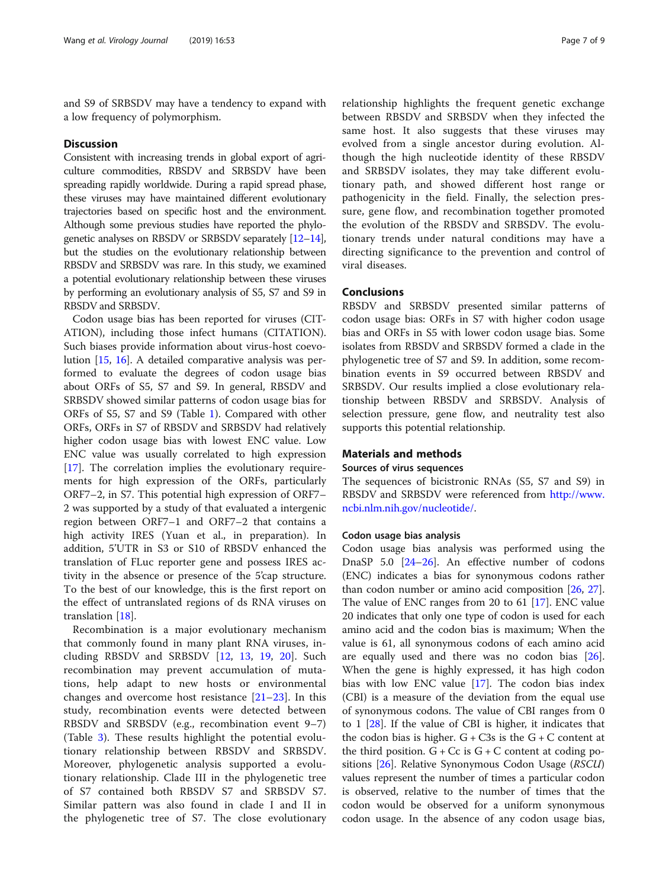and S9 of SRBSDV may have a tendency to expand with a low frequency of polymorphism.

## Discussion

Consistent with increasing trends in global export of agriculture commodities, RBSDV and SRBSDV have been spreading rapidly worldwide. During a rapid spread phase, these viruses may have maintained different evolutionary trajectories based on specific host and the environment. Although some previous studies have reported the phylogenetic analyses on RBSDV or SRBSDV separately [12–14], but the studies on the evolutionary relationship between RBSDV and SRBSDV was rare. In this study, we examined a potential evolutionary relationship between these viruses by performing an evolutionary analysis of S5, S7 and S9 in RBSDV and SRBSDV.

Codon usage bias has been reported for viruses (CITATION), including those infect humans (CITATION). Such biases provide information about virus-host coevolution [15, 16]. A detailed comparative analysis was performed to evaluate the degrees of codon usage bias about ORFs of S5, S7 and S9. In general, RBSDV and SRBSDV showed similar patterns of codon usage bias for ORFs of S5, S7 and S9 (Table 1). Compared with other ORFs, ORFs in S7 of RBSDV and SRBSDV had relatively higher codon usage bias with lowest ENC value. Low ENC value was usually correlated to high expression [17]. The correlation implies the evolutionary requirements for high expression of the ORFs, particularly ORF7–2, in S7. This potential high expression of ORF7–2 was supported by a study of that evaluated a intergenic region between ORF7–1 and ORF7–2 that contains a high activity IRES (Yuan et al., in preparation). In addition, 5'UTR in S3 or S10 of RBSDV enhanced the translation of FLuc reporter gene and possess IRES activity in the absence or presence of the 5'cap structure. To the best of our knowledge, this is the first report on the effect of untranslated regions of ds RNA viruses on translation [18].

Recombination is a major evolutionary mechanism that commonly found in many plant RNA viruses, including RBSDV and SRBSDV [12, 13, 19, 20]. Such recombination may prevent accumulation of mutations, help adapt to new hosts or environmental changes and overcome host resistance [21–23]. In this study, recombination events were detected between RBSDV and SRBSDV (e.g., recombination event 9–7) (Table 3). These results highlight the potential evolutionary relationship between RBSDV and SRBSDV. Moreover, phylogenetic analysis supported a evolutionary relationship. Clade III in the phylogenetic tree of S7 contained both RBSDV S7 and SRBSDV S7. Similar pattern was also found in clade I and II in the phylogenetic tree of S7. The close evolutionary relationship highlights the frequent genetic exchange between RBSDV and SRBSDV when they infected the same host. It also suggests that these viruses may evolved from a single ancestor during evolution. Although the high nucleotide identity of these RBSDV and SRBSDV isolates, they may take different evolutionary path, and showed different host range or pathogenicity in the field. Finally, the selection pressure, gene flow, and recombination together promoted the evolution of the RBSDV and SRBSDV. The evolutionary trends under natural conditions may have a directing significance to the prevention and control of viral diseases.

## Conclusions

RBSDV and SRBSDV presented similar patterns of codon usage bias: ORFs in S7 with higher codon usage bias and ORFs in S5 with lower codon usage bias. Some isolates from RBSDV and SRBSDV formed a clade in the phylogenetic tree of S7 and S9. In addition, some recombination events in S9 occurred between RBSDV and SRBSDV. Our results implied a close evolutionary relationship between RBSDV and SRBSDV. Analysis of selection pressure, gene flow, and neutrality test also supports this potential relationship.

## Materials and methods

### Sources of virus sequences

The sequences of bicistronic RNAs (S5, S7 and S9) in RBSDV and SRBSDV were referenced from http://www.ncbi.nlm.nih.gov/nucleotide/.

### Codon usage bias analysis

Codon usage bias analysis was performed using the DnaSP 5.0 [24–26]. An effective number of codons (ENC) indicates a bias for synonymous codons rather than codon number or amino acid composition [26, 27]. The value of ENC ranges from 20 to 61 [17]. ENC value 20 indicates that only one type of codon is used for each amino acid and the codon bias is maximum; When the value is 61, all synonymous codons of each amino acid are equally used and there was no codon bias [26]. When the gene is highly expressed, it has high codon bias with low ENC value [17]. The codon bias index (CBI) is a measure of the deviation from the equal use of synonymous codons. The value of CBI ranges from 0 to 1 [28]. If the value of CBI is higher, it indicates that the codon bias is higher. G + C3s is the G + C content at the third position. G + Cc is G + C content at coding positions [26]. Relative Synonymous Codon Usage (*RSCU*) values represent the number of times a particular codon is observed, relative to the number of times that the codon would be observed for a uniform synonymous codon usage. In the absence of any codon usage bias,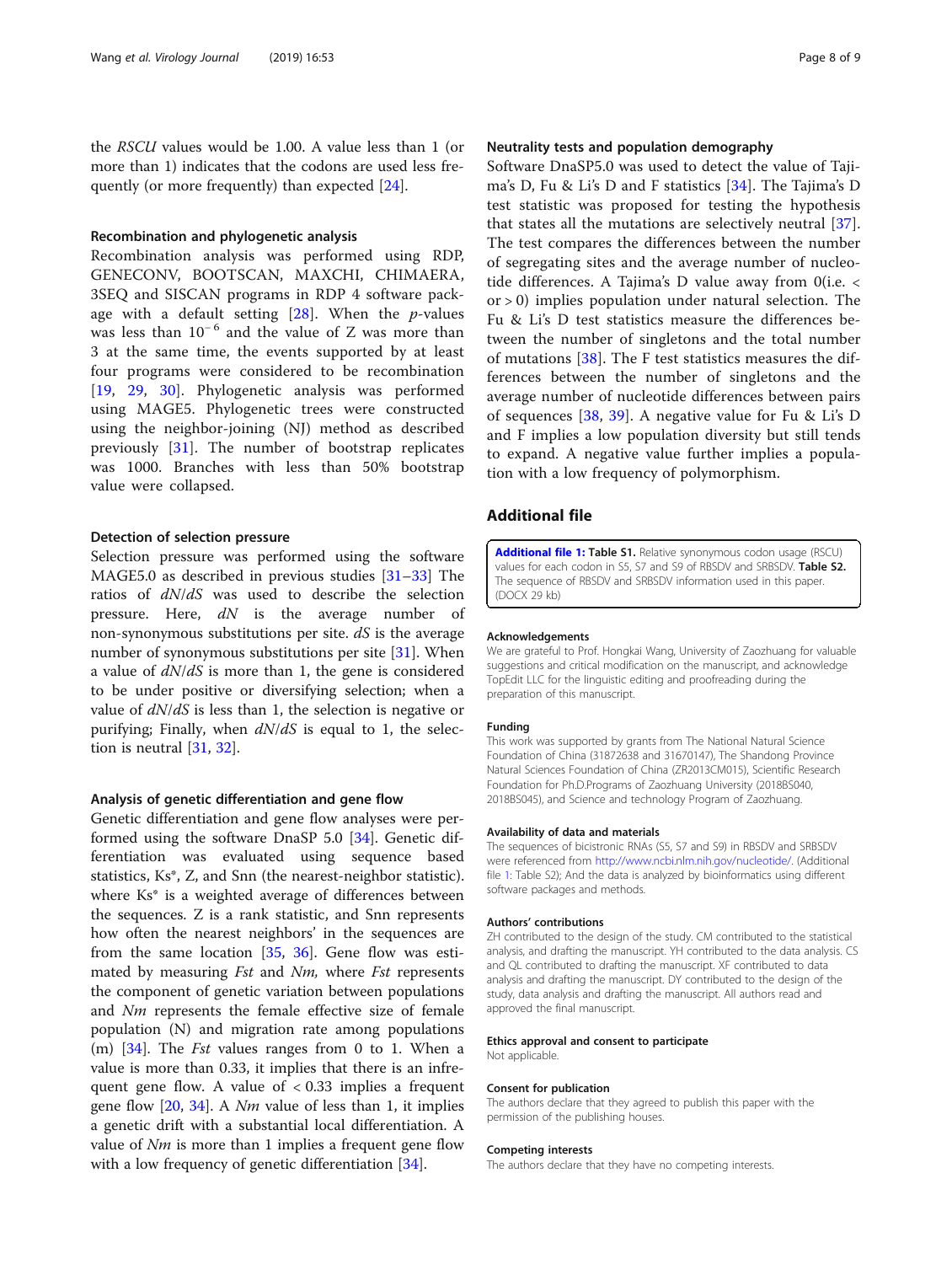the *RSCU* values would be 1.00. A value less than 1 (or more than 1) indicates that the codons are used less frequently (or more frequently) than expected [24].

### Recombination and phylogenetic analysis

Recombination analysis was performed using RDP, GENECONV, BOOTSCAN, MAXCHI, CHIMAERA, 3SEQ and SISCAN programs in RDP 4 software package with a default setting [28]. When the *p*-values was less than $10^{-6}$ and the value of Z was more than 3 at the same time, the events supported by at least four programs were considered to be recombination [19, 29, 30]. Phylogenetic analysis was performed using MAGE5. Phylogenetic trees were constructed using the neighbor-joining (NJ) method as described previously [31]. The number of bootstrap replicates was 1000. Branches with less than 50% bootstrap value were collapsed.

### Detection of selection pressure

Selection pressure was performed using the software MAGE5.0 as described in previous studies [31–33] The ratios of $dN/dS$ was used to describe the selection pressure. Here, $dN$ is the average number of non-synonymous substitutions per site. $dS$ is the average number of synonymous substitutions per site [31]. When a value of $dN/dS$ is more than 1, the gene is considered to be under positive or diversifying selection; when a value of $dN/dS$ is less than 1, the selection is negative or purifying; Finally, when $dN/dS$ is equal to 1, the selection is neutral [31, 32].

### Analysis of genetic differentiation and gene flow

Genetic differentiation and gene flow analyses were performed using the software DnaSP 5.0 [34]. Genetic differentiation was evaluated using sequence based statistics, Ks*, Z, and Snn (the nearest-neighbor statistic). where Ks* is a weighted average of differences between the sequences. Z is a rank statistic, and Snn represents how often the nearest neighbors' in the sequences are from the same location [35, 36]. Gene flow was estimated by measuring *Fst* and *Nm,* where *Fst* represents the component of genetic variation between populations and *Nm* represents the female effective size of female population (N) and migration rate among populations (m) [34]. The *Fst* values ranges from 0 to 1. When a value is more than 0.33, it implies that there is an infrequent gene flow. A value of < 0.33 implies a frequent gene flow [20, 34]. A *Nm* value of less than 1, it implies a genetic drift with a substantial local differentiation. A value of *Nm* is more than 1 implies a frequent gene flow with a low frequency of genetic differentiation [34].

### Neutrality tests and population demography

Software DnaSP5.0 was used to detect the value of Tajima's D, Fu & Li's D and F statistics [34]. The Tajima's D test statistic was proposed for testing the hypothesis that states all the mutations are selectively neutral [37]. The test compares the differences between the number of segregating sites and the average number of nucleotide differences. A Tajima's D value away from 0(i.e. < or > 0) implies population under natural selection. The Fu & Li's D test statistics measure the differences between the number of singletons and the total number of mutations [38]. The F test statistics measures the differences between the number of singletons and the average number of nucleotide differences between pairs of sequences [38, 39]. A negative value for Fu & Li's D and F implies a low population diversity but still tends to expand. A negative value further implies a population with a low frequency of polymorphism.

## Additional file

**Additional file 1: Table S1.** Relative synonymous codon usage (RSCU) values for each codon in S5, S7 and S9 of RBSDV and SRBSDV. **Table S2.** The sequence of RBSDV and SRBSDV information used in this paper. (DOCX 29 kb)

#### Acknowledgements

We are grateful to Prof. Hongkai Wang, University of Zaozhuang for valuable suggestions and critical modification on the manuscript, and acknowledge TopEdit LLC for the linguistic editing and proofreading during the preparation of this manuscript.

#### Funding

This work was supported by grants from The National Natural Science Foundation of China (31872638 and 31670147), The Shandong Province Natural Sciences Foundation of China (ZR2013CM015), Scientific Research Foundation for Ph.D.Programs of Zaozhuang University (2018BS040, 2018BS045), and Science and technology Program of Zaozhuang.

#### Availability of data and materials

The sequences of bicistronic RNAs (S5, S7 and S9) in RBSDV and SRBSDV were referenced from http://www.ncbi.nlm.nih.gov/nucleotide/. (Additional file 1: Table S2); And the data is analyzed by bioinformatics using different software packages and methods.

#### Authors' contributions

ZH contributed to the design of the study. CM contributed to the statistical analysis, and drafting the manuscript. YH contributed to the data analysis. CS and QL contributed to drafting the manuscript. XF contributed to data analysis and drafting the manuscript. DY contributed to the design of the study, data analysis and drafting the manuscript. All authors read and approved the final manuscript.

#### Ethics approval and consent to participate

Not applicable.

#### Consent for publication

The authors declare that they agreed to publish this paper with the permission of the publishing houses.

#### Competing interests

The authors declare that they have no competing interests.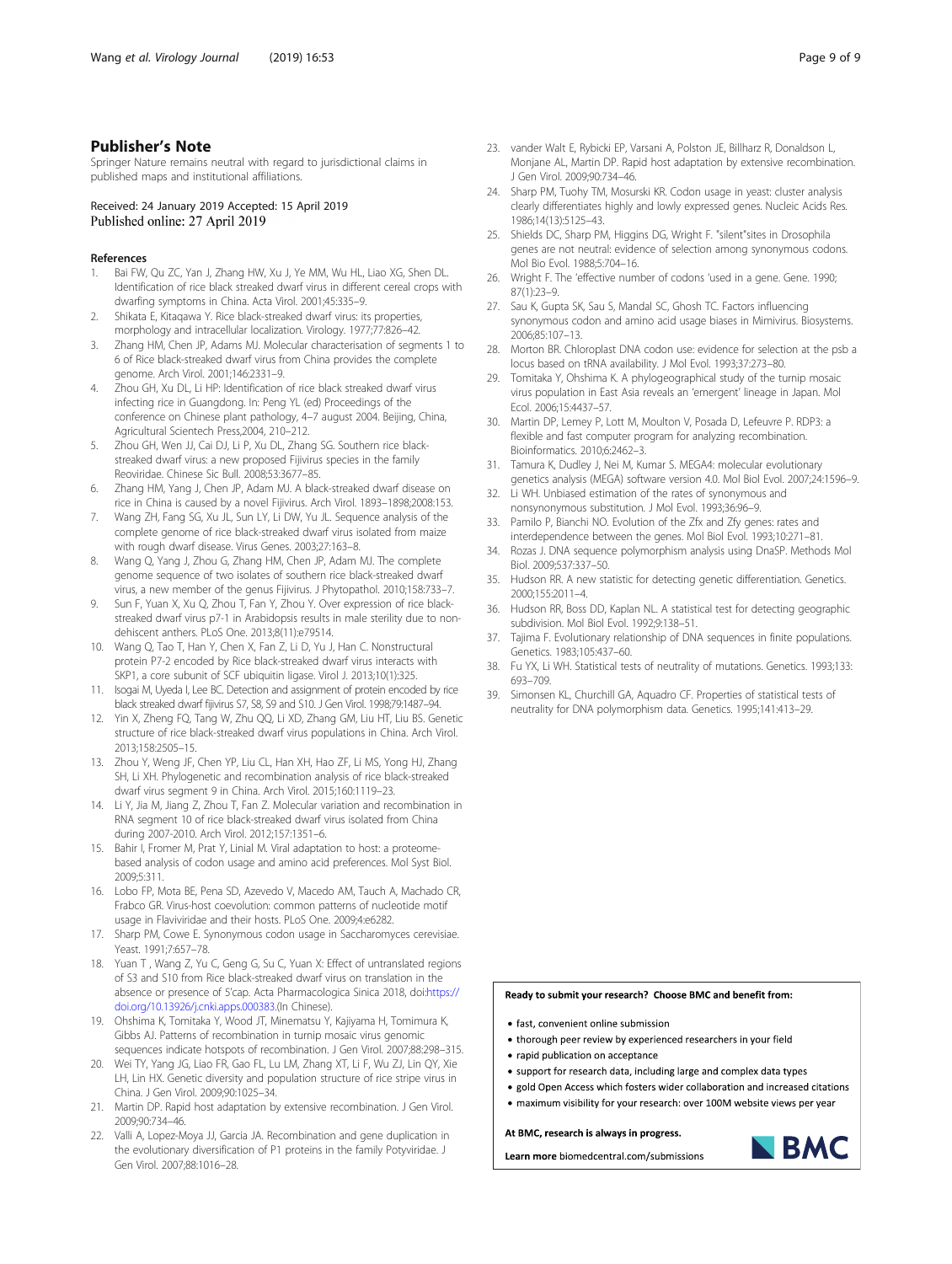## Publisher's Note

Springer Nature remains neutral with regard to jurisdictional claims in published maps and institutional affiliations.

Received: 24 January 2019 Accepted: 15 April 2019
Published online: 27 April 2019

### References

1. Bai FW, Qu ZC, Yan J, Zhang HW, Xu J, Ye MM, Wu HL, Liao XG, Shen DL. Identification of rice black streaked dwarf virus in different cereal crops with dwarfing symptoms in China. Acta Virol. 2001;45:335–9.
2. Shikata E, Kitaqawa Y. Rice black-streaked dwarf virus: its properties, morphology and intracellular localization. Virology. 1977;77:826–42.
3. Zhang HM, Chen JP, Adams MJ. Molecular characterisation of segments 1 to 6 of Rice black-streaked dwarf virus from China provides the complete genome. Arch Virol. 2001;146:2331–9.
4. Zhou GH, Xu DL, Li HP: Identification of rice black streaked dwarf virus infecting rice in Guangdong. In: Peng YL (ed) Proceedings of the conference on Chinese plant pathology, 4–7 august 2004. Beijing, China, Agricultural Scientech Press,2004, 210–212.
5. Zhou GH, Wen JJ, Cai DJ, Li P, Xu DL, Zhang SG. Southern rice black-streaked dwarf virus: a new proposed Fijivirus species in the family Reoviridae. Chinese Sic Bull. 2008;53:3677–85.
6. Zhang HM, Yang J, Chen JP, Adam MJ. A black-streaked dwarf disease on rice in China is caused by a novel Fijivirus. Arch Virol. 1893–1898;2008:153.
7. Wang ZH, Fang SG, Xu JL, Sun LY, Li DW, Yu JL. Sequence analysis of the complete genome of rice black-streaked dwarf virus isolated from maize with rough dwarf disease. Virus Genes. 2003;27:163–8.
8. Wang Q, Yang J, Zhou G, Zhang HM, Chen JP, Adam MJ. The complete genome sequence of two isolates of southern rice black-streaked dwarf virus, a new member of the genus Fijivirus. J Phytopathol. 2010;158:733–7.
9. Sun F, Yuan X, Xu Q, Zhou T, Fan Y, Zhou Y. Over expression of rice black-streaked dwarf virus p7-1 in Arabidopsis results in male sterility due to non-dehiscent anthers. PLoS One. 2013;8(11):e79514.
10. Wang Q, Tao T, Han Y, Chen X, Fan Z, Li D, Yu J, Han C. Nonstructural protein P7-2 encoded by Rice black-streaked dwarf virus interacts with SKP1, a core subunit of SCF ubiquitin ligase. Virol J. 2013;10(1):325.
11. Isogai M, Uyeda I, Lee BC. Detection and assignment of protein encoded by rice black streaked dwarf fijivirus S7, S8, S9 and S10. J Gen Virol. 1998;79:1487–94.
12. Yin X, Zheng FQ, Tang W, Zhu QQ, Li XD, Zhang GM, Liu HT, Liu BS. Genetic structure of rice black-streaked dwarf virus populations in China. Arch Virol. 2013;158:2505–15.
13. Zhou Y, Weng JF, Chen YP, Liu CL, Han XH, Hao ZF, Li MS, Yong HJ, Zhang SH, Li XH. Phylogenetic and recombination analysis of rice black-streaked dwarf virus segment 9 in China. Arch Virol. 2015;160:1119–23.
14. Li Y, Jia M, Jiang Z, Zhou T, Fan Z. Molecular variation and recombination in RNA segment 10 of rice black-streaked dwarf virus isolated from China during 2007-2010. Arch Virol. 2012;157:1351–6.
15. Bahir I, Fromer M, Prat Y, Linial M. Viral adaptation to host: a proteome-based analysis of codon usage and amino acid preferences. Mol Syst Biol. 2009;5:311.
16. Lobo FP, Mota BE, Pena SD, Azevedo V, Macedo AM, Tauch A, Machado CR, Frabco GR. Virus-host coevolution: common patterns of nucleotide motif usage in Flaviviridae and their hosts. PLoS One. 2009;4:e6282.
17. Sharp PM, Cowe E. Synonymous codon usage in Saccharomyces cerevisiae. Yeast. 1991;7:657–78.
18. Yuan T , Wang Z, Yu C, Geng G, Su C, Yuan X: Effect of untranslated regions of S3 and S10 from Rice black-streaked dwarf virus on translation in the absence or presence of 5'cap. Acta Pharmacologica Sinica 2018, doi:https://doi.org/10.13926/j.cnki.apps.000383.(In Chinese).
19. Ohshima K, Tomitaka Y, Wood JT, Minematsu Y, Kajiyama H, Tomimura K, Gibbs AJ. Patterns of recombination in turnip mosaic virus genomic sequences indicate hotspots of recombination. J Gen Virol. 2007;88:298–315.
20. Wei TY, Yang JG, Liao FR, Gao FL, Lu LM, Zhang XT, Li F, Wu ZJ, Lin QY, Xie LH, Lin HX. Genetic diversity and population structure of rice stripe virus in China. J Gen Virol. 2009;90:1025–34.
21. Martin DP. Rapid host adaptation by extensive recombination. J Gen Virol. 2009;90:734–46.
22. Valli A, Lopez-Moya JJ, Garcia JA. Recombination and gene duplication in the evolutionary diversification of P1 proteins in the family Potyviridae. J Gen Virol. 2007;88:1016–28.
23. vander Walt E, Rybicki EP, Varsani A, Polston JE, Billharz R, Donaldson L, Monjane AL, Martin DP. Rapid host adaptation by extensive recombination. J Gen Virol. 2009;90:734–46.
24. Sharp PM, Tuohy TM, Mosurski KR. Codon usage in yeast: cluster analysis clearly differentiates highly and lowly expressed genes. Nucleic Acids Res. 1986;14(13):5125–43.
25. Shields DC, Sharp PM, Higgins DG, Wright F. "silent"sites in Drosophila genes are not neutral: evidence of selection among synonymous codons. Mol Bio Evol. 1988;5:704–16.
26. Wright F. The 'effective number of codons 'used in a gene. Gene. 1990; 87(1):23–9.
27. Sau K, Gupta SK, Sau S, Mandal SC, Ghosh TC. Factors influencing synonymous codon and amino acid usage biases in Mimivirus. Biosystems. 2006;85:107–13.
28. Morton BR. Chloroplast DNA codon use: evidence for selection at the psb a locus based on tRNA availability. J Mol Evol. 1993;37:273–80.
29. Tomitaka Y, Ohshima K. A phylogeographical study of the turnip mosaic virus population in East Asia reveals an 'emergent' lineage in Japan. Mol Ecol. 2006;15:4437–57.
30. Martin DP, Lemey P, Lott M, Moulton V, Posada D, Lefeuvre P. RDP3: a flexible and fast computer program for analyzing recombination. Bioinformatics. 2010;6:2462–3.
31. Tamura K, Dudley J, Nei M, Kumar S. MEGA4: molecular evolutionary genetics analysis (MEGA) software version 4.0. Mol Biol Evol. 2007;24:1596–9.
32. Li WH. Unbiased estimation of the rates of synonymous and nonsynonymous substitution. J Mol Evol. 1993;36:96–9.
33. Pamilo P, Bianchi NO. Evolution of the Zfx and Zfy genes: rates and interdependence between the genes. Mol Biol Evol. 1993;10:271–81.
34. Rozas J. DNA sequence polymorphism analysis using DnaSP. Methods Mol Biol. 2009;537:337–50.
35. Hudson RR. A new statistic for detecting genetic differentiation. Genetics. 2000;155:2011–4.
36. Hudson RR, Boss DD, Kaplan NL. A statistical test for detecting geographic subdivision. Mol Biol Evol. 1992;9:138–51.
37. Tajima F. Evolutionary relationship of DNA sequences in finite populations. Genetics. 1983;105:437–60.
38. Fu YX, Li WH. Statistical tests of neutrality of mutations. Genetics. 1993;133: 693–709.
39. Simonsen KL, Churchill GA, Aquadro CF. Properties of statistical tests of neutrality for DNA polymorphism data. Genetics. 1995;141:413–29.

**Ready to submit your research? Choose BMC and benefit from:**

- fast, convenient online submission
- thorough peer review by experienced researchers in your field
- rapid publication on acceptance
- support for research data, including large and complex data types
- gold Open Access which fosters wider collaboration and increased citations
- maximum visibility for your research: over 100M website views per year

**At BMC, research is always in progress.**

**Learn more** biomedcentral.com/submissions

BMC